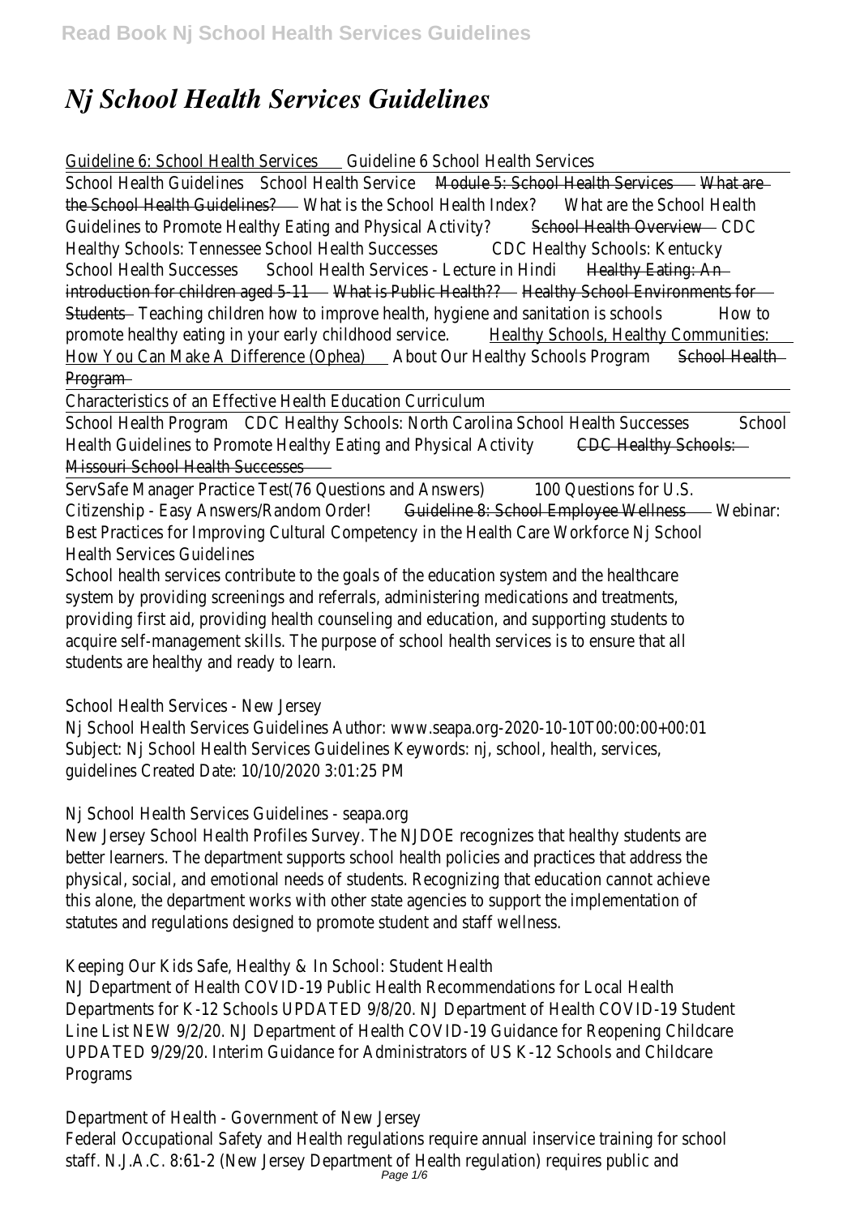# *Nj School Health Services Guidelines*

Guideline 6: School Health Services Guideline 6 School Health Services

School Health Guidelines School Health Service Module 5: School Health Services What are the School Health Guidelines? What is the School Health Index? What are the School Health Guidelines to Promote Healthy Eating and Physical Activity? School Health Overview CDC Healthy Schools: Tennessee School Health Successes CDC Healthy Schools: Kentucky School Health Successes School Health Services - Lecture in Hindi Healthy Eating: An introduction for children aged 5-11 What is Public Health?? Healthy School Environments for Students Teaching children how to improve health, hygiene and sanitation is schools How to promote healthy eating in your early childhood service. Healthy Schools, Healthy Communities: How You Can Make A Difference (Ophea) About Our Healthy Schools Program School Health Program

Characteristics of an Effective Health Education Curriculum

School Health Program CDC Healthy Schools: North Carolina School Health Successes School Health Guidelines to Promote Healthy Eating and Physical Activity CDC Healthy Schools: Missouri School Health Successes

ServSafe Manager Practice Test(76 Questions and Answers) 100 Questions for U.S. Citizenship - Easy Answers/Random Order! Guideline 8: School Employee Wellness Webinar: Best Practices for Improving Cultural Competency in the Health Care Workforce Nj School Health Services Guidelines

School health services contribute to the goals of the education system and the healthcare system by providing screenings and referrals, administering medications and treatments, providing first aid, providing health counseling and education, and supporting students to acquire self-management skills. The purpose of school health services is to ensure that all students are healthy and ready to learn.

School Health Services - New Jersey

Nj School Health Services Guidelines Author: www.seapa.org-2020-10-10T00:00:00+00:01 Subject: Nj School Health Services Guidelines Keywords: nj, school, health, services, guidelines Created Date: 10/10/2020 3:01:25 PM

Nj School Health Services Guidelines - seapa.org

New Jersey School Health Profiles Survey. The NJDOE recognizes that healthy students are better learners. The department supports school health policies and practices that address the physical, social, and emotional needs of students. Recognizing that education cannot achieve this alone, the department works with other state agencies to support the implementation of statutes and regulations designed to promote student and staff wellness.

Keeping Our Kids Safe, Healthy & In School: Student Health

NJ Department of Health COVID-19 Public Health Recommendations for Local Health Departments for K-12 Schools UPDATED 9/8/20. NJ Department of Health COVID-19 Student Line List NEW 9/2/20. NJ Department of Health COVID-19 Guidance for Reopening Childcare UPDATED 9/29/20. Interim Guidance for Administrators of US K-12 Schools and Childcare Programs

Department of Health - Government of New Jersey

Federal Occupational Safety and Health regulations require annual inservice training for school staff. N.J.A.C. 8:61-2 (New Jersey Department of Health regulation) requires public and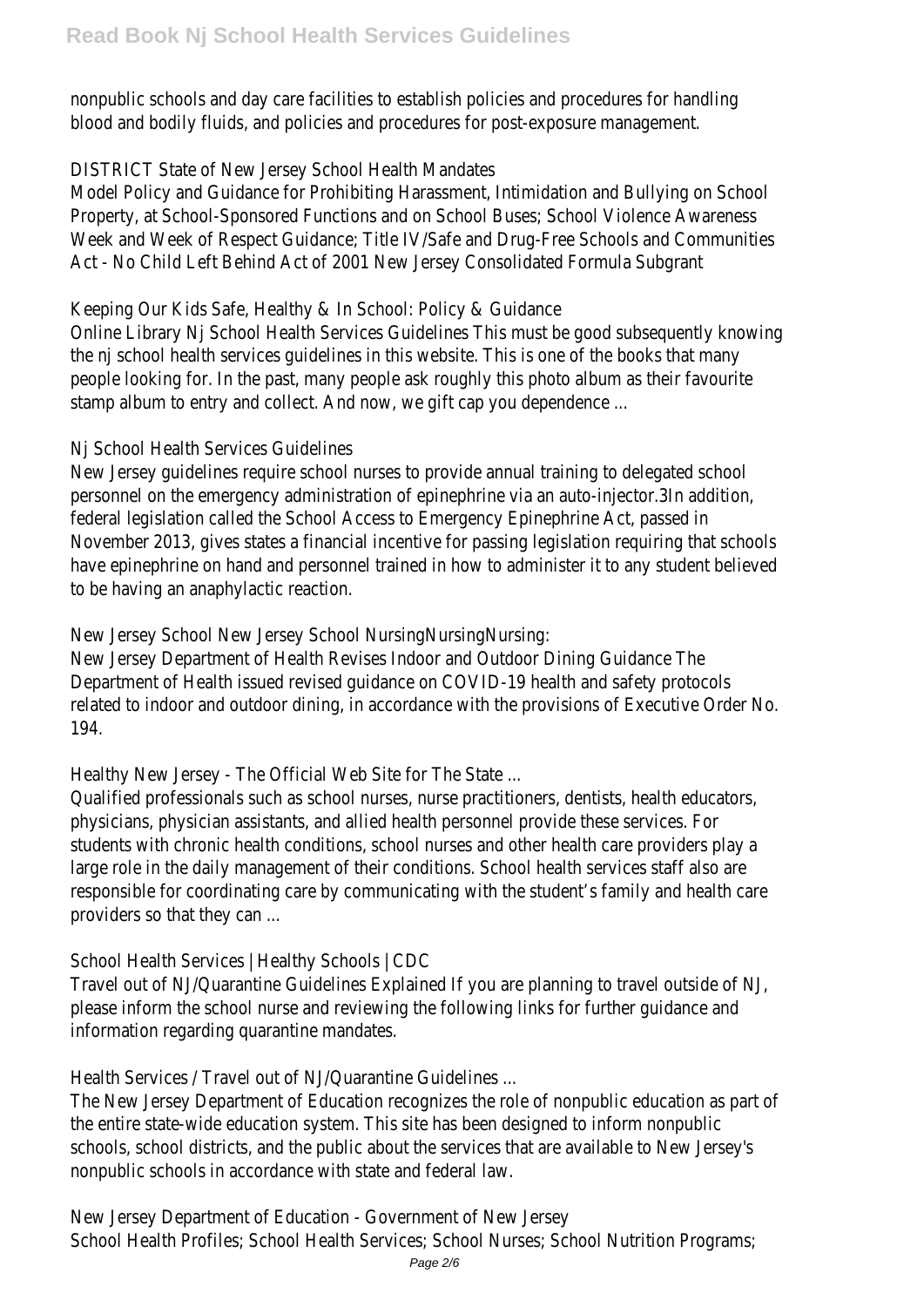nonpublic schools and day care facilities to establish policies and procedures for handling blood and bodily fluids, and policies and procedures for post-exposure management.

DISTRICT State of New Jersey School Health Mandates

Model Policy and Guidance for Prohibiting Harassment, Intimidation and Bullying on School Property, at School-Sponsored Functions and on School Buses; School Violence Awareness Week and Week of Respect Guidance; Title IV/Safe and Drug-Free Schools and Communities Act - No Child Left Behind Act of 2001 New Jersey Consolidated Formula Subgrant

Keeping Our Kids Safe, Healthy & In School: Policy & Guidance

Online Library Nj School Health Services Guidelines This must be good subsequently knowing the nj school health services guidelines in this website. This is one of the books that many people looking for. In the past, many people ask roughly this photo album as their favourite stamp album to entry and collect. And now, we gift cap you dependence ...

Nj School Health Services Guidelines

New Jersey guidelines require school nurses to provide annual training to delegated school personnel on the emergency administration of epinephrine via an auto-injector.3In addition, federal legislation called the School Access to Emergency Epinephrine Act, passed in November 2013, gives states a financial incentive for passing legislation requiring that schools have epinephrine on hand and personnel trained in how to administer it to any student believed to be having an anaphylactic reaction.

New Jersey School New Jersey School NursingNursingNursing:

New Jersey Department of Health Revises Indoor and Outdoor Dining Guidance The Department of Health issued revised guidance on COVID-19 health and safety protocols related to indoor and outdoor dining, in accordance with the provisions of Executive Order No. 194.

Healthy New Jersey - The Official Web Site for The State ...

Qualified professionals such as school nurses, nurse practitioners, dentists, health educators, physicians, physician assistants, and allied health personnel provide these services. For students with chronic health conditions, school nurses and other health care providers play a large role in the daily management of their conditions. School health services staff also are responsible for coordinating care by communicating with the student's family and health care providers so that they can ...

School Health Services | Healthy Schools | CDC

Travel out of NJ/Quarantine Guidelines Explained If you are planning to travel outside of NJ, please inform the school nurse and reviewing the following links for further guidance and information regarding quarantine mandates.

Health Services / Travel out of NJ/Quarantine Guidelines ...

The New Jersey Department of Education recognizes the role of nonpublic education as part of the entire state-wide education system. This site has been designed to inform nonpublic schools, school districts, and the public about the services that are available to New Jersey's nonpublic schools in accordance with state and federal law.

New Jersey Department of Education - Government of New Jersey

School Health Profiles; School Health Services; School Nurses; School Nutrition Programs;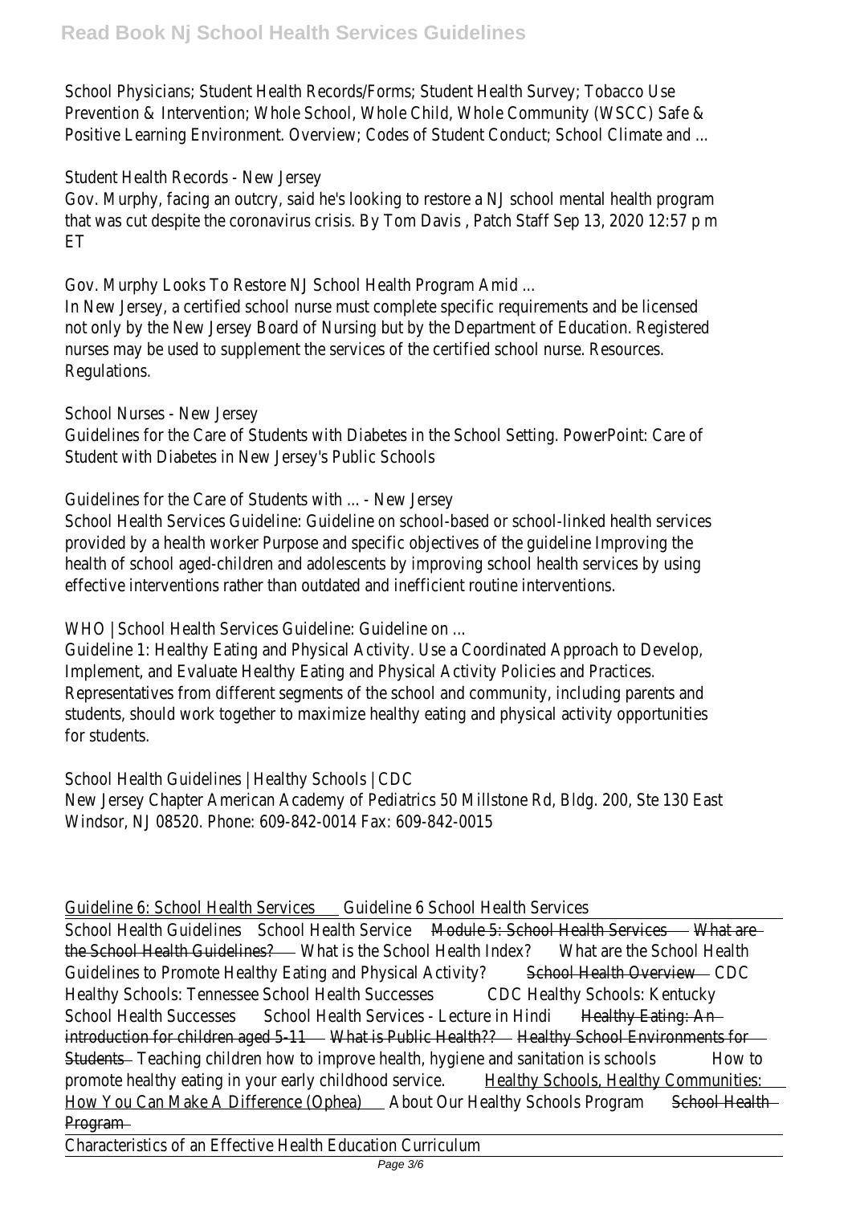School Physicians; Student Health Records/Forms; Student Health Survey; Tobacco Use Prevention & Intervention; Whole School, Whole Child, Whole Community (WSCC) Safe & Positive Learning Environment. Overview; Codes of Student Conduct; School Climate and ...

Student Health Records - New Jersey

Gov. Murphy, facing an outcry, said he's looking to restore a NJ school mental health program that was cut despite the coronavirus crisis. By Tom Davis , Patch Staff Sep 13, 2020 12:57 p m ET

Gov. Murphy Looks To Restore NJ School Health Program Amid ...

In New Jersey, a certified school nurse must complete specific requirements and be licensed not only by the New Jersey Board of Nursing but by the Department of Education. Registered nurses may be used to supplement the services of the certified school nurse. Resources. Regulations.

School Nurses - New Jersey

Guidelines for the Care of Students with Diabetes in the School Setting. PowerPoint: Care of Student with Diabetes in New Jersey's Public Schools

Guidelines for the Care of Students with ... - New Jersey

School Health Services Guideline: Guideline on school-based or school-linked health services provided by a health worker Purpose and specific objectives of the guideline Improving the health of school aged-children and adolescents by improving school health services by using effective interventions rather than outdated and inefficient routine interventions.

WHO | School Health Services Guideline: Guideline on ...

Guideline 1: Healthy Eating and Physical Activity. Use a Coordinated Approach to Develop, Implement, and Evaluate Healthy Eating and Physical Activity Policies and Practices. Representatives from different segments of the school and community, including parents and students, should work together to maximize healthy eating and physical activity opportunities for students.

School Health Guidelines | Healthy Schools | CDC

New Jersey Chapter American Academy of Pediatrics 50 Millstone Rd, Bldg. 200, Ste 130 East Windsor, NJ 08520. Phone: 609-842-0014 Fax: 609-842-0015

Guideline 6: School Health Services Guideline 6 School Health Services

School Health Guidelines School Health Service ~~Module 5: School Health Services~~ ~~What are the School Health Guidelines?~~ What is the School Health Index? What are the School Health Guidelines to Promote Healthy Eating and Physical Activity? ~~School Health Overview~~ CDC Healthy Schools: Tennessee School Health Successes CDC Healthy Schools: Kentucky School Health Successes School Health Services - Lecture in Hindi ~~Healthy Eating: An introduction for children aged 5-11~~ ~~What is Public Health??~~ ~~Healthy School Environments for Students~~ Teaching children how to improve health, hygiene and sanitation is schools How to promote healthy eating in your early childhood service. Healthy Schools, Healthy Communities: How You Can Make A Difference (Ophea) About Our Healthy Schools Program ~~School Health Program~~

Characteristics of an Effective Health Education Curriculum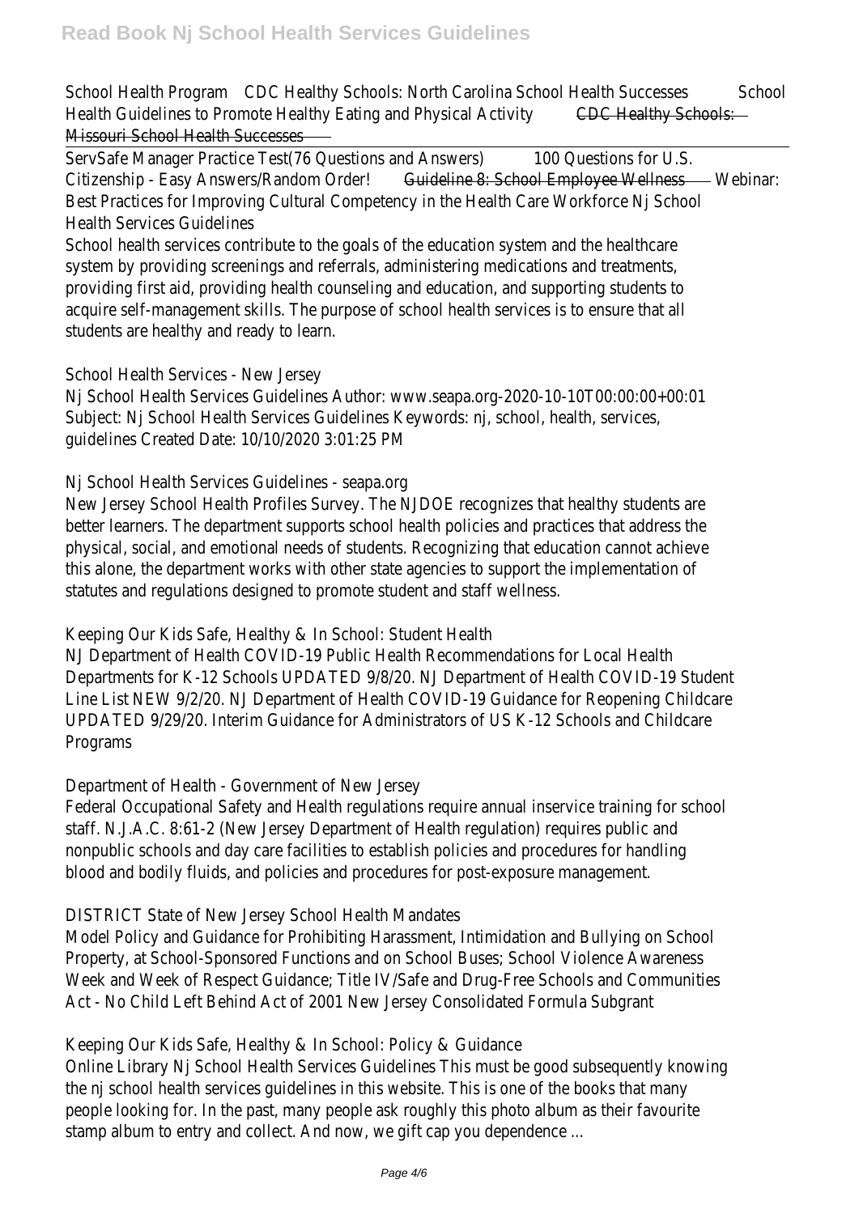School Health Program CDC Healthy Schools: North Carolina School Health Successes School Health Guidelines to Promote Healthy Eating and Physical Activity ~~CDC Healthy Schools: Missouri School Health Successes~~

ServSafe Manager Practice Test(76 Questions and Answers) 100 Questions for U.S. Citizenship - Easy Answers/Random Order! ~~Guideline 8: School Employee Wellness~~ Webinar: Best Practices for Improving Cultural Competency in the Health Care Workforce Nj School Health Services Guidelines

School health services contribute to the goals of the education system and the healthcare system by providing screenings and referrals, administering medications and treatments, providing first aid, providing health counseling and education, and supporting students to acquire self-management skills. The purpose of school health services is to ensure that all students are healthy and ready to learn.

School Health Services - New Jersey

Nj School Health Services Guidelines Author: www.seapa.org-2020-10-10T00:00:00+00:01 Subject: Nj School Health Services Guidelines Keywords: nj, school, health, services, guidelines Created Date: 10/10/2020 3:01:25 PM

Nj School Health Services Guidelines - seapa.org

New Jersey School Health Profiles Survey. The NJDOE recognizes that healthy students are better learners. The department supports school health policies and practices that address the physical, social, and emotional needs of students. Recognizing that education cannot achieve this alone, the department works with other state agencies to support the implementation of statutes and regulations designed to promote student and staff wellness.

Keeping Our Kids Safe, Healthy & In School: Student Health

NJ Department of Health COVID-19 Public Health Recommendations for Local Health Departments for K-12 Schools UPDATED 9/8/20. NJ Department of Health COVID-19 Student Line List NEW 9/2/20. NJ Department of Health COVID-19 Guidance for Reopening Childcare UPDATED 9/29/20. Interim Guidance for Administrators of US K-12 Schools and Childcare Programs

Department of Health - Government of New Jersey

Federal Occupational Safety and Health regulations require annual inservice training for school staff. N.J.A.C. 8:61-2 (New Jersey Department of Health regulation) requires public and nonpublic schools and day care facilities to establish policies and procedures for handling blood and bodily fluids, and policies and procedures for post-exposure management.

DISTRICT State of New Jersey School Health Mandates

Model Policy and Guidance for Prohibiting Harassment, Intimidation and Bullying on School Property, at School-Sponsored Functions and on School Buses; School Violence Awareness Week and Week of Respect Guidance; Title IV/Safe and Drug-Free Schools and Communities Act - No Child Left Behind Act of 2001 New Jersey Consolidated Formula Subgrant

Keeping Our Kids Safe, Healthy & In School: Policy & Guidance

Online Library Nj School Health Services Guidelines This must be good subsequently knowing the nj school health services guidelines in this website. This is one of the books that many people looking for. In the past, many people ask roughly this photo album as their favourite stamp album to entry and collect. And now, we gift cap you dependence ...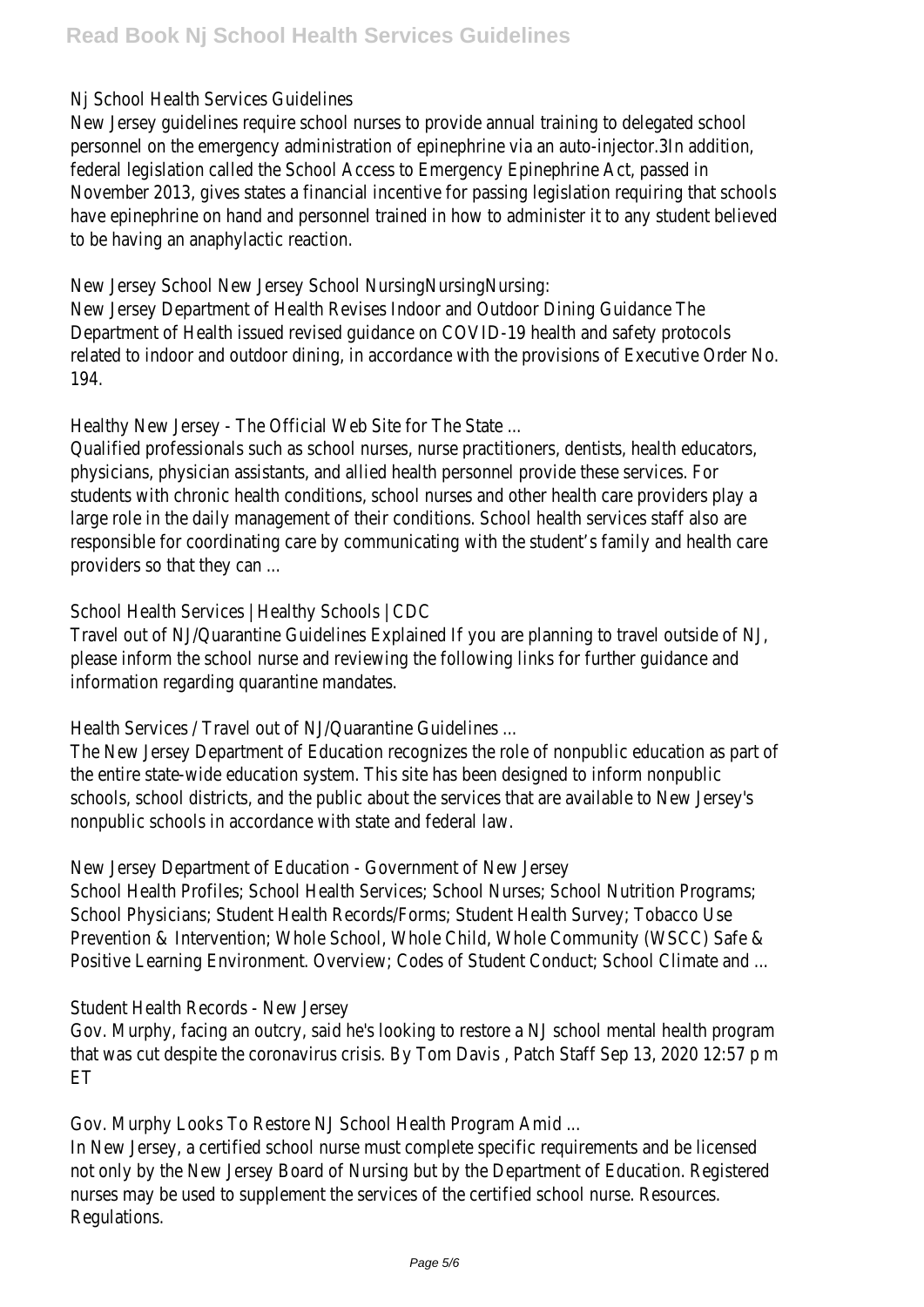Nj School Health Services Guidelines

New Jersey guidelines require school nurses to provide annual training to delegated school personnel on the emergency administration of epinephrine via an auto-injector.3In addition, federal legislation called the School Access to Emergency Epinephrine Act, passed in November 2013, gives states a financial incentive for passing legislation requiring that schools have epinephrine on hand and personnel trained in how to administer it to any student believed to be having an anaphylactic reaction.

New Jersey School New Jersey School NursingNursingNursing:

New Jersey Department of Health Revises Indoor and Outdoor Dining Guidance The Department of Health issued revised guidance on COVID-19 health and safety protocols related to indoor and outdoor dining, in accordance with the provisions of Executive Order No. 194.

Healthy New Jersey - The Official Web Site for The State ...

Qualified professionals such as school nurses, nurse practitioners, dentists, health educators, physicians, physician assistants, and allied health personnel provide these services. For students with chronic health conditions, school nurses and other health care providers play a large role in the daily management of their conditions. School health services staff also are responsible for coordinating care by communicating with the student's family and health care providers so that they can ...

School Health Services | Healthy Schools | CDC

Travel out of NJ/Quarantine Guidelines Explained If you are planning to travel outside of NJ, please inform the school nurse and reviewing the following links for further guidance and information regarding quarantine mandates.

Health Services / Travel out of NJ/Quarantine Guidelines ...

The New Jersey Department of Education recognizes the role of nonpublic education as part of the entire state-wide education system. This site has been designed to inform nonpublic schools, school districts, and the public about the services that are available to New Jersey's nonpublic schools in accordance with state and federal law.

New Jersey Department of Education - Government of New Jersey

School Health Profiles; School Health Services; School Nurses; School Nutrition Programs; School Physicians; Student Health Records/Forms; Student Health Survey; Tobacco Use Prevention & Intervention; Whole School, Whole Child, Whole Community (WSCC) Safe & Positive Learning Environment. Overview; Codes of Student Conduct; School Climate and ...

Student Health Records - New Jersey

Gov. Murphy, facing an outcry, said he's looking to restore a NJ school mental health program that was cut despite the coronavirus crisis. By Tom Davis , Patch Staff Sep 13, 2020 12:57 p m ET

Gov. Murphy Looks To Restore NJ School Health Program Amid ...

In New Jersey, a certified school nurse must complete specific requirements and be licensed not only by the New Jersey Board of Nursing but by the Department of Education. Registered nurses may be used to supplement the services of the certified school nurse. Resources. Regulations.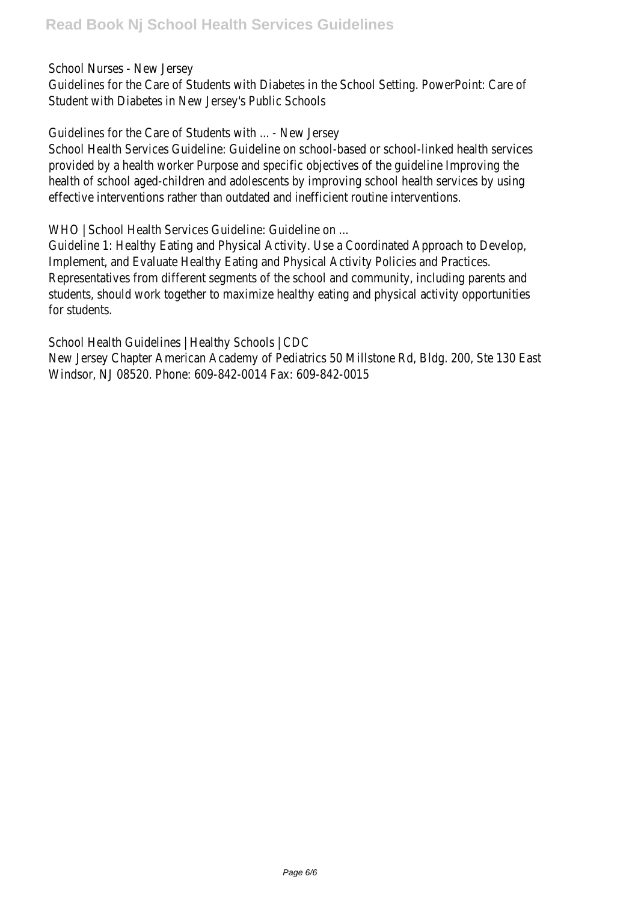School Nurses - New Jersey

Guidelines for the Care of Students with Diabetes in the School Setting. PowerPoint: Care of Student with Diabetes in New Jersey's Public Schools

Guidelines for the Care of Students with ... - New Jersey

School Health Services Guideline: Guideline on school-based or school-linked health services provided by a health worker Purpose and specific objectives of the guideline Improving the health of school aged-children and adolescents by improving school health services by using effective interventions rather than outdated and inefficient routine interventions.

WHO | School Health Services Guideline: Guideline on ...

Guideline 1: Healthy Eating and Physical Activity. Use a Coordinated Approach to Develop, Implement, and Evaluate Healthy Eating and Physical Activity Policies and Practices. Representatives from different segments of the school and community, including parents and students, should work together to maximize healthy eating and physical activity opportunities for students.

School Health Guidelines | Healthy Schools | CDC

New Jersey Chapter American Academy of Pediatrics 50 Millstone Rd, Bldg. 200, Ste 130 East Windsor, NJ 08520. Phone: 609-842-0014 Fax: 609-842-0015